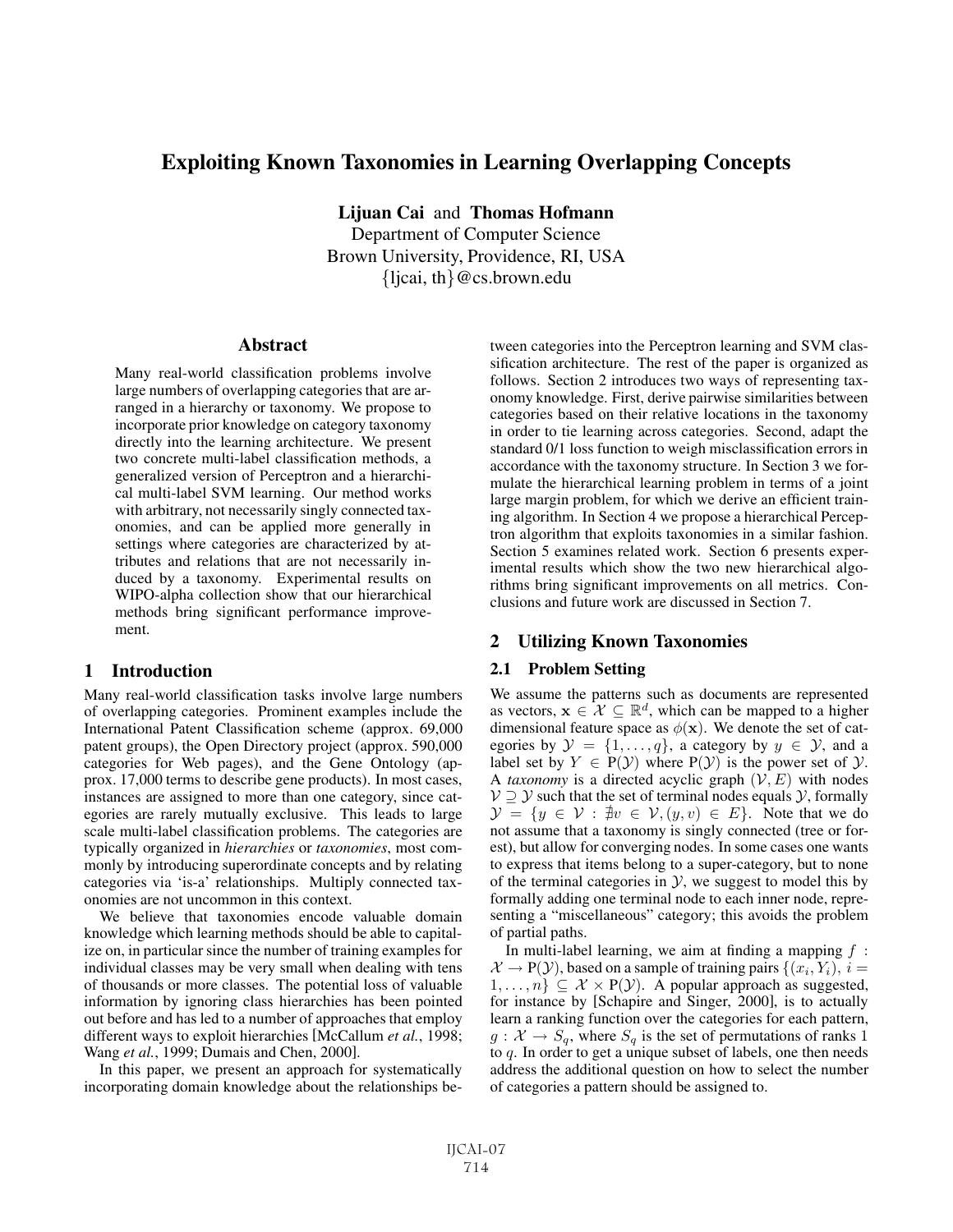# Exploiting Known Taxonomies in Learning Overlapping Concepts

**Lijuan Cai** and **Thomas Hofmann**
Department of Computer Science
Brown University, Providence, RI, USA
{ljcai, th}@cs.brown.edu

## Abstract

Many real-world classification problems involve large numbers of overlapping categories that are arranged in a hierarchy or taxonomy. We propose to incorporate prior knowledge on category taxonomy directly into the learning architecture. We present two concrete multi-label classification methods, a generalized version of Perceptron and a hierarchical multi-label SVM learning. Our method works with arbitrary, not necessarily singly connected taxonomies, and can be applied more generally in settings where categories are characterized by attributes and relations that are not necessarily induced by a taxonomy. Experimental results on WIPO-alpha collection show that our hierarchical methods bring significant performance improvement.

## 1 Introduction

Many real-world classification tasks involve large numbers of overlapping categories. Prominent examples include the International Patent Classification scheme (approx. 69,000 patent groups), the Open Directory project (approx. 590,000 categories for Web pages), and the Gene Ontology (approx. 17,000 terms to describe gene products). In most cases, instances are assigned to more than one category, since categories are rarely mutually exclusive. This leads to large scale multi-label classification problems. The categories are typically organized in *hierarchies* or *taxonomies*, most commonly by introducing superordinate concepts and by relating categories via 'is-a' relationships. Multiply connected taxonomies are not uncommon in this context.

We believe that taxonomies encode valuable domain knowledge which learning methods should be able to capitalize on, in particular since the number of training examples for individual classes may be very small when dealing with tens of thousands or more classes. The potential loss of valuable information by ignoring class hierarchies has been pointed out before and has led to a number of approaches that employ different ways to exploit hierarchies [McCallum *et al.*, 1998; Wang *et al.*, 1999; Dumais and Chen, 2000].

In this paper, we present an approach for systematically incorporating domain knowledge about the relationships between categories into the Perceptron learning and SVM classification architecture. The rest of the paper is organized as follows. Section 2 introduces two ways of representing taxonomy knowledge. First, derive pairwise similarities between categories based on their relative locations in the taxonomy in order to tie learning across categories. Second, adapt the standard 0/1 loss function to weigh misclassification errors in accordance with the taxonomy structure. In Section 3 we formulate the hierarchical learning problem in terms of a joint large margin problem, for which we derive an efficient training algorithm. In Section 4 we propose a hierarchical Perceptron algorithm that exploits taxonomies in a similar fashion. Section 5 examines related work. Section 6 presents experimental results which show the two new hierarchical algorithms bring significant improvements on all metrics. Conclusions and future work are discussed in Section 7.

## 2 Utilizing Known Taxonomies

### 2.1 Problem Setting

We assume the patterns such as documents are represented as vectors, $\mathbf{x} \in \mathcal{X} \subseteq \mathbb{R}^d$, which can be mapped to a higher dimensional feature space as $\phi(\mathbf{x})$. We denote the set of categories by $\mathcal{Y} = \{1, \ldots, q\}$, a category by $y \in \mathcal{Y}$, and a label set by $Y \in \mathrm{P}(\mathcal{Y})$ where $\mathrm{P}(\mathcal{Y})$ is the power set of $\mathcal{Y}$. A *taxonomy* is a directed acyclic graph $(\mathcal{V}, E)$ with nodes $\mathcal{V} \supseteq \mathcal{Y}$ such that the set of terminal nodes equals $\mathcal{Y}$, formally $\mathcal{Y} = \{y \in \mathcal{V} : \nexists v \in \mathcal{V}, (y, v) \in E\}$. Note that we do not assume that a taxonomy is singly connected (tree or forest), but allow for converging nodes. In some cases one wants to express that items belong to a super-category, but to none of the terminal categories in $\mathcal{Y}$, we suggest to model this by formally adding one terminal node to each inner node, representing a "miscellaneous" category; this avoids the problem of partial paths.

In multi-label learning, we aim at finding a mapping $f : \mathcal{X} \rightarrow \mathrm{P}(\mathcal{Y})$, based on a sample of training pairs $\{(x_i, Y_i), i = 1, \ldots, n\} \subseteq \mathcal{X} \times \mathrm{P}(\mathcal{Y})$. A popular approach as suggested, for instance by [Schapire and Singer, 2000], is to actually learn a ranking function over the categories for each pattern, $g : \mathcal{X} \rightarrow S_q$, where $S_q$ is the set of permutations of ranks 1 to $q$. In order to get a unique subset of labels, one then needs address the additional question on how to select the number of categories a pattern should be assigned to.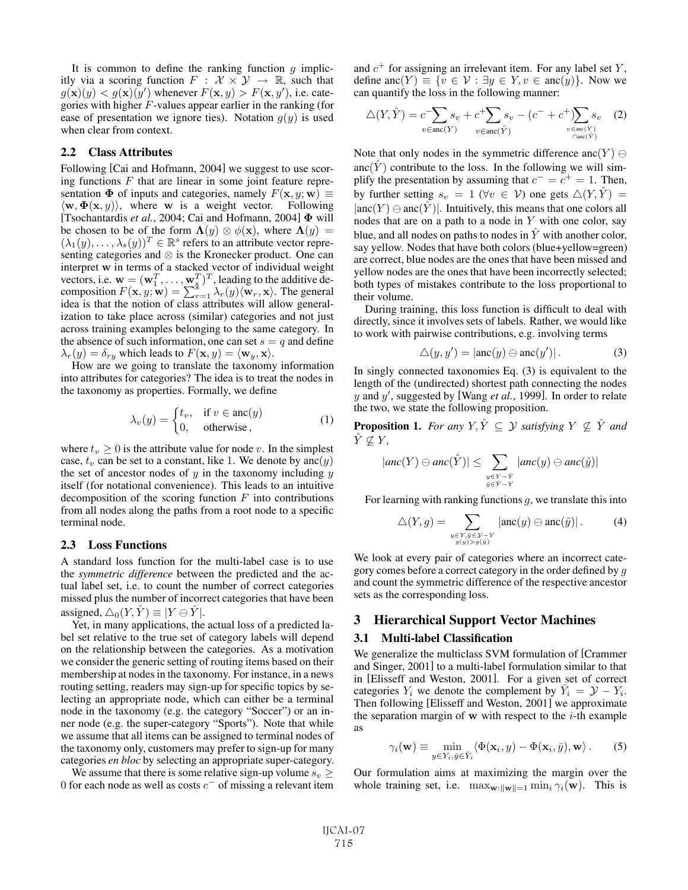It is common to define the ranking function $g$ implicitly via a scoring function $F : \mathcal{X} \times \mathcal{Y} \rightarrow \mathbb{R}$, such that $g(\mathbf{x})(y) < g(\mathbf{x})(y')$ whenever $F(\mathbf{x}, y) > F(\mathbf{x}, y')$, i.e. categories with higher $F$-values appear earlier in the ranking (for ease of presentation we ignore ties). Notation $g(y)$ is used when clear from context.

## 2.2 Class Attributes

Following [Cai and Hofmann, 2004] we suggest to use scoring functions $F$ that are linear in some joint feature representation $\mathbf{\Phi}$ of inputs and categories, namely $F(\mathbf{x}, y; \mathbf{w}) \equiv \langle \mathbf{w}, \mathbf{\Phi}(\mathbf{x}, y) \rangle$, where $\mathbf{w}$ is a weight vector. Following [Tsochantardis *et al.*, 2004; Cai and Hofmann, 2004] $\mathbf{\Phi}$ will be chosen to be of the form $\mathbf{\Lambda}(y) \otimes \phi(\mathbf{x})$, where $\mathbf{\Lambda}(y) = (\lambda_1(y), \ldots, \lambda_s(y))^T \in \mathbb{R}^s$ refers to an attribute vector representing categories and $\otimes$ is the Kronecker product. One can interpret $\mathbf{w}$ in terms of a stacked vector of individual weight vectors, i.e. $\mathbf{w} = (\mathbf{w}_1^T, \ldots, \mathbf{w}_s^T)^T$, leading to the additive decomposition $F(\mathbf{x}, y; \mathbf{w}) = \sum_{r=1}^{s} \lambda_r(y) \langle \mathbf{w}_r, \mathbf{x} \rangle$. The general idea is that the notion of class attributes will allow generalization to take place across (similar) categories and not just across training examples belonging to the same category. In the absence of such information, one can set $s = q$ and define $\lambda_r(y) = \delta_{ry}$ which leads to $F(\mathbf{x}, y) = \langle \mathbf{w}_y, \mathbf{x} \rangle$.

How are we going to translate the taxonomy information into attributes for categories? The idea is to treat the nodes in the taxonomy as properties. Formally, we define

$$\lambda_v(y) = \begin{cases} t_v, & \text{if } v \in \text{anc}(y) \\ 0, & \text{otherwise}, \end{cases} \tag{1}$$

where $t_v \geq 0$ is the attribute value for node $v$. In the simplest case, $t_v$ can be set to a constant, like 1. We denote by $\text{anc}(y)$ the set of ancestor nodes of $y$ in the taxonomy including $y$ itself (for notational convenience). This leads to an intuitive decomposition of the scoring function $F$ into contributions from all nodes along the paths from a root node to a specific terminal node.

## 2.3 Loss Functions

A standard loss function for the multi-label case is to use the *symmetric difference* between the predicted and the actual label set, i.e. to count the number of correct categories missed plus the number of incorrect categories that have been assigned, $\triangle_0(Y, \hat{Y}) \equiv |Y \ominus \hat{Y}|$.

Yet, in many applications, the actual loss of a predicted label set relative to the true set of category labels will depend on the relationship between the categories. As a motivation we consider the generic setting of routing items based on their membership at nodes in the taxonomy. For instance, in a news routing setting, readers may sign-up for specific topics by selecting an appropriate node, which can either be a terminal node in the taxonomy (e.g. the category "Soccer") or an inner node (e.g. the super-category "Sports"). Note that while we assume that all items can be assigned to terminal nodes of the taxonomy only, customers may prefer to sign-up for many categories *en bloc* by selecting an appropriate super-category.

We assume that there is some relative sign-up volume $s_v \geq 0$ for each node as well as costs $c^-$ of missing a relevant item and $c^+$ for assigning an irrelevant item. For any label set $Y$, define $\text{anc}(Y) \equiv \{v \in \mathcal{V} : \exists y \in Y, v \in \text{anc}(y)\}$. Now we can quantify the loss in the following manner:

$$\triangle(Y, \hat{Y}) = c^- \sum_{v \in \text{anc}(Y)} s_v + c^+ \sum_{v \in \text{anc}(\hat{Y})} s_v - (c^- + c^+) \sum_{\substack{v \in \text{anc}(Y) \\ \cap \text{anc}(\hat{Y})}} s_v \tag{2}$$

Note that only nodes in the symmetric difference $\text{anc}(Y) \ominus \text{anc}(\hat{Y})$ contribute to the loss. In the following we will simplify the presentation by assuming that $c^- = c^+ = 1$. Then, by further setting $s_v = 1$ $(\forall v \in \mathcal{V})$ one gets $\triangle(Y, \hat{Y}) = |\text{anc}(Y) \ominus \text{anc}(\hat{Y})|$. Intuitively, this means that one colors all nodes that are on a path to a node in $Y$ with one color, say blue, and all nodes on paths to nodes in $\hat{Y}$ with another color, say yellow. Nodes that have both colors (blue+yellow=green) are correct, blue nodes are the ones that have been missed and yellow nodes are the ones that have been incorrectly selected; both types of mistakes contribute to the loss proportional to their volume.

During training, this loss function is difficult to deal with directly, since it involves sets of labels. Rather, we would like to work with pairwise contributions, e.g. involving terms

$$\triangle(y, y') = |\text{anc}(y) \ominus \text{anc}(y')|. \tag{3}$$

In singly connected taxonomies Eq. (3) is equivalent to the length of the (undirected) shortest path connecting the nodes $y$ and $y'$, suggested by [Wang *et al.*, 1999]. In order to relate the two, we state the following proposition.

**Proposition 1.** *For any $Y, \hat{Y} \subseteq \mathcal{Y}$ satisfying $Y \not\subseteq \hat{Y}$ and $\hat{Y} \not\subseteq Y$,*

$$|anc(Y) \ominus anc(\hat{Y})| \leq \sum_{\substack{y \in Y - \hat{Y} \\ \hat{y} \in \hat{Y} - Y}} |anc(y) \ominus anc(\hat{y})|$$

For learning with ranking functions $g$, we translate this into

$$\triangle(Y, g) = \sum_{\substack{y \in Y, \bar{y} \in \mathcal{Y} - Y \\ g(y) > g(\bar{y})}} |\text{anc}(y) \ominus \text{anc}(\hat{y})|. \tag{4}$$

We look at every pair of categories where an incorrect category comes before a correct category in the order defined by $g$ and count the symmetric difference of the respective ancestor sets as the corresponding loss.

# 3 Hierarchical Support Vector Machines

## 3.1 Multi-label Classification

We generalize the multiclass SVM formulation of [Crammer and Singer, 2001] to a multi-label formulation similar to that in [Elisseff and Weston, 2001]. For a given set of correct categories $Y_i$ we denote the complement by $\bar{Y}_i = \mathcal{Y} - Y_i$. Then following [Elisseff and Weston, 2001] we approximate the separation margin of $\mathbf{w}$ with respect to the $i$-th example as

$$\gamma_i(\mathbf{w}) \equiv \min_{y \in Y_i, \bar{y} \in \bar{Y}_i} \langle \Phi(\mathbf{x}_i, y) - \Phi(\mathbf{x}_i, \bar{y}), \mathbf{w} \rangle. \tag{5}$$

Our formulation aims at maximizing the margin over the whole training set, i.e. $\max_{\mathbf{w}:\|\mathbf{w}\|=1} \min_i \gamma_i(\mathbf{w})$. This is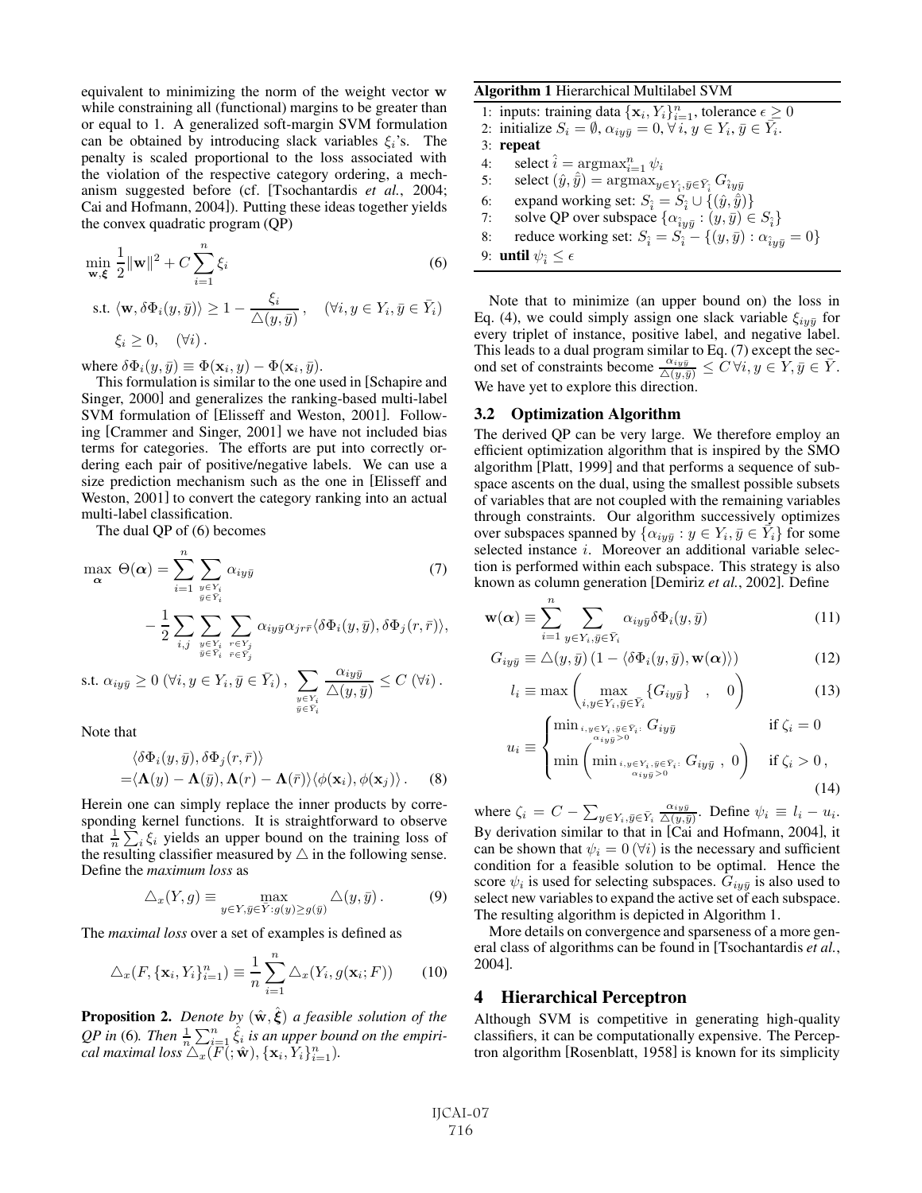equivalent to minimizing the norm of the weight vector $\mathbf{w}$ while constraining all (functional) margins to be greater than or equal to 1. A generalized soft-margin SVM formulation can be obtained by introducing slack variables $\xi_i$'s. The penalty is scaled proportional to the loss associated with the violation of the respective category ordering, a mechanism suggested before (cf. [Tsochantardis *et al.*, 2004; Cai and Hofmann, 2004]). Putting these ideas together yields the convex quadratic program (QP)

$$\min_{\mathbf{w},\boldsymbol{\xi}} \frac{1}{2}\|\mathbf{w}\|^2 + C\sum_{i=1}^{n}\xi_i \tag{6}$$

$$\text{s.t. } \langle \mathbf{w}, \delta\Phi_i(y,\bar{y})\rangle \geq 1 - \frac{\xi_i}{\triangle(y,\bar{y})}, \quad (\forall i, y \in Y_i, \bar{y} \in \bar{Y}_i)$$

$$\xi_i \geq 0, \quad (\forall i).$$

where $\delta\Phi_i(y,\bar{y}) \equiv \Phi(\mathbf{x}_i, y) - \Phi(\mathbf{x}_i, \bar{y})$.

This formulation is similar to the one used in [Schapire and Singer, 2000] and generalizes the ranking-based multi-label SVM formulation of [Elisseff and Weston, 2001]. Following [Crammer and Singer, 2001] we have not included bias terms for categories. The efforts are put into correctly ordering each pair of positive/negative labels. We can use a size prediction mechanism such as the one in [Elisseff and Weston, 2001] to convert the category ranking into an actual multi-label classification.

The dual QP of (6) becomes

$$\max_{\boldsymbol{\alpha}} \Theta(\boldsymbol{\alpha}) = \sum_{i=1}^{n}\sum_{\substack{y\in Y_i\\ \bar{y}\in\bar{Y}_i}} \alpha_{iy\bar{y}} - \frac{1}{2}\sum_{i,j}\sum_{\substack{y\in Y_i\\ \bar{y}\in\bar{Y}_i}}\sum_{\substack{r\in Y_j\\ \bar{r}\in\bar{Y}_j}} \alpha_{iy\bar{y}}\alpha_{jr\bar{r}}\langle \delta\Phi_i(y,\bar{y}), \delta\Phi_j(r,\bar{r})\rangle, \tag{7}$$

$$\text{s.t. } \alpha_{iy\bar{y}} \geq 0 \; (\forall i, y\in Y_i, \bar{y}\in\bar{Y}_i), \; \sum_{\substack{y\in Y_i\\ \bar{y}\in\bar{Y}_i}} \frac{\alpha_{iy\bar{y}}}{\triangle(y,\bar{y})} \leq C \; (\forall i).$$

Note that

$$\begin{aligned}&\langle \delta\Phi_i(y,\bar{y}), \delta\Phi_j(r,\bar{r})\rangle \\ =&\langle \boldsymbol{\Lambda}(y) - \boldsymbol{\Lambda}(\bar{y}), \boldsymbol{\Lambda}(r) - \boldsymbol{\Lambda}(\bar{r})\rangle\langle \phi(\mathbf{x}_i), \phi(\mathbf{x}_j)\rangle.\end{aligned} \tag{8}$$

Herein one can simply replace the inner products by corresponding kernel functions. It is straightforward to observe that $\frac{1}{n}\sum_i \xi_i$ yields an upper bound on the training loss of the resulting classifier measured by $\triangle$ in the following sense. Define the *maximum loss* as

$$\triangle_x(Y,g) \equiv \max_{y\in Y,\bar{y}\in\bar{Y}: g(y)\geq g(\bar{y})} \triangle(y,\bar{y}). \tag{9}$$

The *maximal loss* over a set of examples is defined as

$$\triangle_x(F, \{\mathbf{x}_i, Y_i\}_{i=1}^n) \equiv \frac{1}{n}\sum_{i=1}^{n}\triangle_x(Y_i, g(\mathbf{x}_i;F)) \tag{10}$$

**Proposition 2.** *Denote by* $(\hat{\mathbf{w}}, \hat{\boldsymbol{\xi}})$ *a feasible solution of the QP in* (6)*. Then* $\frac{1}{n}\sum_{i=1}^n \hat{\xi}_i$ *is an upper bound on the empirical maximal loss* $\triangle_x(F(;\hat{\mathbf{w}}), \{\mathbf{x}_i, Y_i\}_{i=1}^n)$.

**Algorithm 1** Hierarchical Multilabel SVM

1: inputs: training data $\{\mathbf{x}_i, Y_i\}_{i=1}^n$, tolerance $\epsilon \geq 0$
2: initialize $S_i = \emptyset$, $\alpha_{iy\bar{y}} = 0, \forall i, y\in Y_i, \bar{y}\in\bar{Y}_i$.
3: **repeat**
4: select $\hat{i} = \text{argmax}_{i=1}^n \psi_i$
5: select $(\hat{y},\hat{\bar{y}}) = \text{argmax}_{y\in Y_{\hat{i}},\bar{y}\in\bar{Y}_{\hat{i}}} G_{\hat{i}y\bar{y}}$
6: expand working set: $S_{\hat{i}} = S_{\hat{i}} \cup \{(\hat{y},\hat{\bar{y}})\}$
7: solve QP over subspace $\{\alpha_{\hat{i}y\bar{y}} : (y,\bar{y}) \in S_{\hat{i}}\}$
8: reduce working set: $S_{\hat{i}} = S_{\hat{i}} - \{(y,\bar{y}) : \alpha_{\hat{i}y\bar{y}} = 0\}$
9: **until** $\psi_{\hat{i}} \leq \epsilon$

Note that to minimize (an upper bound on) the loss in Eq. (4), we could simply assign one slack variable $\xi_{iy\bar{y}}$ for every triplet of instance, positive label, and negative label. This leads to a dual program similar to Eq. (7) except the second set of constraints become $\frac{\alpha_{iy\bar{y}}}{\triangle(y,\bar{y})} \leq C\, \forall i, y\in Y, \bar{y}\in\bar{Y}$. We have yet to explore this direction.

### 3.2 Optimization Algorithm

The derived QP can be very large. We therefore employ an efficient optimization algorithm that is inspired by the SMO algorithm [Platt, 1999] and that performs a sequence of subspace ascents on the dual, using the smallest possible subsets of variables that are not coupled with the remaining variables through constraints. Our algorithm successively optimizes over subspaces spanned by $\{\alpha_{iy\bar{y}} : y\in Y_i, \bar{y}\in\bar{Y}_i\}$ for some selected instance $i$. Moreover an additional variable selection is performed within each subspace. This strategy is also known as column generation [Demiriz *et al.*, 2002]. Define

$$\mathbf{w}(\boldsymbol{\alpha}) \equiv \sum_{i=1}^{n}\sum_{y\in Y_i,\bar{y}\in\bar{Y}_i} \alpha_{iy\bar{y}}\delta\Phi_i(y,\bar{y}) \tag{11}$$

$$G_{iy\bar{y}} \equiv \triangle(y,\bar{y})\left(1 - \langle \delta\Phi_i(y,\bar{y}), \mathbf{w}(\boldsymbol{\alpha})\rangle\right) \tag{12}$$

$$l_i \equiv \max\left(\max_{i,y\in Y_i,\bar{y}\in\bar{Y}_i}\{G_{iy\bar{y}}\} \quad , \quad 0\right) \tag{13}$$

$$u_i \equiv \begin{cases} \min_{i,y\in Y_i,\bar{y}\in\bar{Y}_i:\, \alpha_{iy\bar{y}}>0} G_{iy\bar{y}} & \text{if } \zeta_i = 0 \\ \min\left(\min_{i,y\in Y_i,\bar{y}\in\bar{Y}_i:\, \alpha_{iy\bar{y}}>0} G_{iy\bar{y}} \;,\; 0\right) & \text{if } \zeta_i > 0\,, \end{cases} \tag{14}$$

where $\zeta_i = C - \sum_{y\in Y_i,\bar{y}\in\bar{Y}_i} \frac{\alpha_{iy\bar{y}}}{\triangle(y,\bar{y})}$. Define $\psi_i \equiv l_i - u_i$. By derivation similar to that in [Cai and Hofmann, 2004], it can be shown that $\psi_i = 0\,(\forall i)$ is the necessary and sufficient condition for a feasible solution to be optimal. Hence the score $\psi_i$ is used for selecting subspaces. $G_{iy\bar{y}}$ is also used to select new variables to expand the active set of each subspace. The resulting algorithm is depicted in Algorithm 1.

More details on convergence and sparseness of a more general class of algorithms can be found in [Tsochantardis *et al.*, 2004].

## 4 Hierarchical Perceptron

Although SVM is competitive in generating high-quality classifiers, it can be computationally expensive. The Perceptron algorithm [Rosenblatt, 1958] is known for its simplicity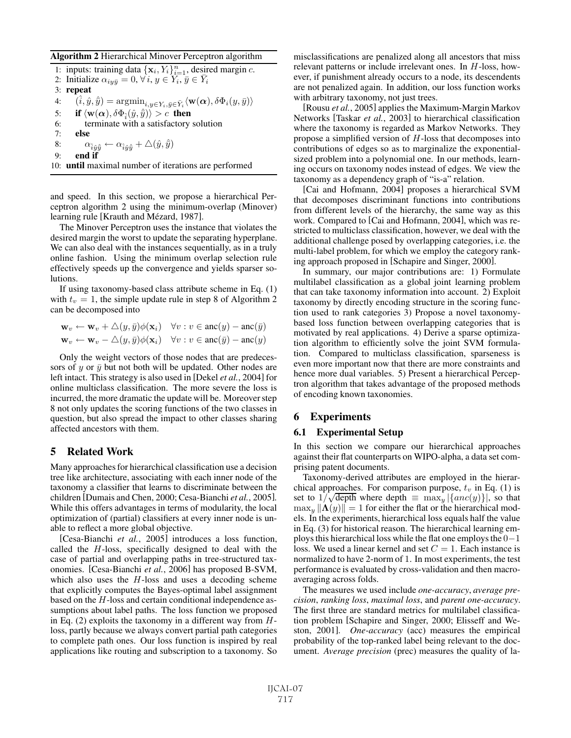**Algorithm 2** Hierarchical Minover Perceptron algorithm

1: inputs: training data $\{\mathbf{x}_i, Y_i\}_{i=1}^n$, desired margin $c$.
2: Initialize $\alpha_{iy\bar{y}} = 0, \forall i, y \in Y_i, \bar{y} \in \bar{Y}_i$
3: **repeat**
4: $\quad (\hat{i}, \hat{y}, \hat{\bar{y}}) = \mathrm{argmin}_{i, y \in Y_i, \bar{y} \in \bar{Y}_i} \langle \mathbf{w}(\boldsymbol{\alpha}), \delta\Phi_i(y, \bar{y}) \rangle$
5: $\quad$ **if** $\langle \mathbf{w}(\boldsymbol{\alpha}), \delta\Phi_{\hat{i}}(\hat{y}, \hat{\bar{y}}) \rangle > c$ **then**
6: $\quad\quad$ terminate with a satisfactory solution
7: $\quad$ **else**
8: $\quad\quad \alpha_{\hat{i}\hat{y}\hat{\bar{y}}} \leftarrow \alpha_{\hat{i}\hat{y}\hat{\bar{y}}} + \triangle(\hat{y}, \hat{\bar{y}})$
9: $\quad$ **end if**
10: **until** maximal number of iterations are performed

and speed. In this section, we propose a hierarchical Perceptron algorithm 2 using the minimum-overlap (Minover) learning rule [Krauth and Mézard, 1987].

The Minover Perceptron uses the instance that violates the desired margin the worst to update the separating hyperplane. We can also deal with the instances sequentially, as in a truly online fashion. Using the minimum overlap selection rule effectively speeds up the convergence and yields sparser solutions.

If using taxonomy-based class attribute scheme in Eq. (1) with $t_v = 1$, the simple update rule in step 8 of Algorithm 2 can be decomposed into

$$\mathbf{w}_v \leftarrow \mathbf{w}_v + \triangle(y, \bar{y})\phi(\mathbf{x}_i) \quad \forall v : v \in \mathrm{anc}(y) - \mathrm{anc}(\bar{y})$$
$$\mathbf{w}_v \leftarrow \mathbf{w}_v - \triangle(y, \bar{y})\phi(\mathbf{x}_i) \quad \forall v : v \in \mathrm{anc}(\bar{y}) - \mathrm{anc}(y)$$

Only the weight vectors of those nodes that are predecessors of $y$ or $\bar{y}$ but not both will be updated. Other nodes are left intact. This strategy is also used in [Dekel *et al.*, 2004] for online multiclass classification. The more severe the loss is incurred, the more dramatic the update will be. Moreover step 8 not only updates the scoring functions of the two classes in question, but also spread the impact to other classes sharing affected ancestors with them.

## 5 Related Work

Many approaches for hierarchical classification use a decision tree like architecture, associating with each inner node of the taxonomy a classifier that learns to discriminate between the children [Dumais and Chen, 2000; Cesa-Bianchi *et al.*, 2005]. While this offers advantages in terms of modularity, the local optimization of (partial) classifiers at every inner node is unable to reflect a more global objective.

[Cesa-Bianchi *et al.*, 2005] introduces a loss function, called the $H$-loss, specifically designed to deal with the case of partial and overlapping paths in tree-structured taxonomies. [Cesa-Bianchi *et al.*, 2006] has proposed B-SVM, which also uses the $H$-loss and uses a decoding scheme that explicitly computes the Bayes-optimal label assignment based on the $H$-loss and certain conditional independence assumptions about label paths. The loss function we proposed in Eq. (2) exploits the taxonomy in a different way from $H$-loss, partly because we always convert partial path categories to complete path ones. Our loss function is inspired by real applications like routing and subscription to a taxonomy. So misclassifications are penalized along all ancestors that miss relevant patterns or include irrelevant ones. In $H$-loss, however, if punishment already occurs to a node, its descendents are not penalized again. In addition, our loss function works with arbitrary taxonomy, not just trees.

[Rousu *et al.*, 2005] applies the Maximum-Margin Markov Networks [Taskar *et al.*, 2003] to hierarchical classification where the taxonomy is regarded as Markov Networks. They propose a simplified version of $H$-loss that decomposes into contributions of edges so as to marginalize the exponential-sized problem into a polynomial one. In our methods, learning occurs on taxonomy nodes instead of edges. We view the taxonomy as a dependency graph of "is-a" relation.

[Cai and Hofmann, 2004] proposes a hierarchical SVM that decomposes discriminant functions into contributions from different levels of the hierarchy, the same way as this work. Compared to [Cai and Hofmann, 2004], which was restricted to multiclass classification, however, we deal with the additional challenge posed by overlapping categories, i.e. the multi-label problem, for which we employ the category ranking approach proposed in [Schapire and Singer, 2000].

In summary, our major contributions are: 1) Formulate multilabel classification as a global joint learning problem that can take taxonomy information into account. 2) Exploit taxonomy by directly encoding structure in the scoring function used to rank categories 3) Propose a novel taxonomy-based loss function between overlapping categories that is motivated by real applications. 4) Derive a sparse optimization algorithm to efficiently solve the joint SVM formulation. Compared to multiclass classification, sparseness is even more important now that there are more constraints and hence more dual variables. 5) Present a hierarchical Perceptron algorithm that takes advantage of the proposed methods of encoding known taxonomies.

## 6 Experiments

### 6.1 Experimental Setup

In this section we compare our hierarchical approaches against their flat counterparts on WIPO-alpha, a data set comprising patent documents.

Taxonomy-derived attributes are employed in the hierarchical approaches. For comparison purpose, $t_v$ in Eq. (1) is set to $1/\sqrt{\text{depth}}$ where depth $\equiv \max_y |\{anc(y)\}|$, so that $\max_y \|\boldsymbol{\Lambda}(y)\| = 1$ for either the flat or the hierarchical models. In the experiments, hierarchical loss equals half the value in Eq. (3) for historical reason. The hierarchical learning employs this hierarchical loss while the flat one employs the $0-1$ loss. We used a linear kernel and set $C = 1$. Each instance is normalized to have 2-norm of 1. In most experiments, the test performance is evaluated by cross-validation and then macro-averaging across folds.

The measures we used include *one-accuracy*, *average precision*, *ranking loss*, *maximal loss*, and *parent one-accuracy*. The first three are standard metrics for multilabel classification problem [Schapire and Singer, 2000; Elisseeff and Weston, 2001]. *One-accuracy* (acc) measures the empirical probability of the top-ranked label being relevant to the document. *Average precision* (prec) measures the quality of la-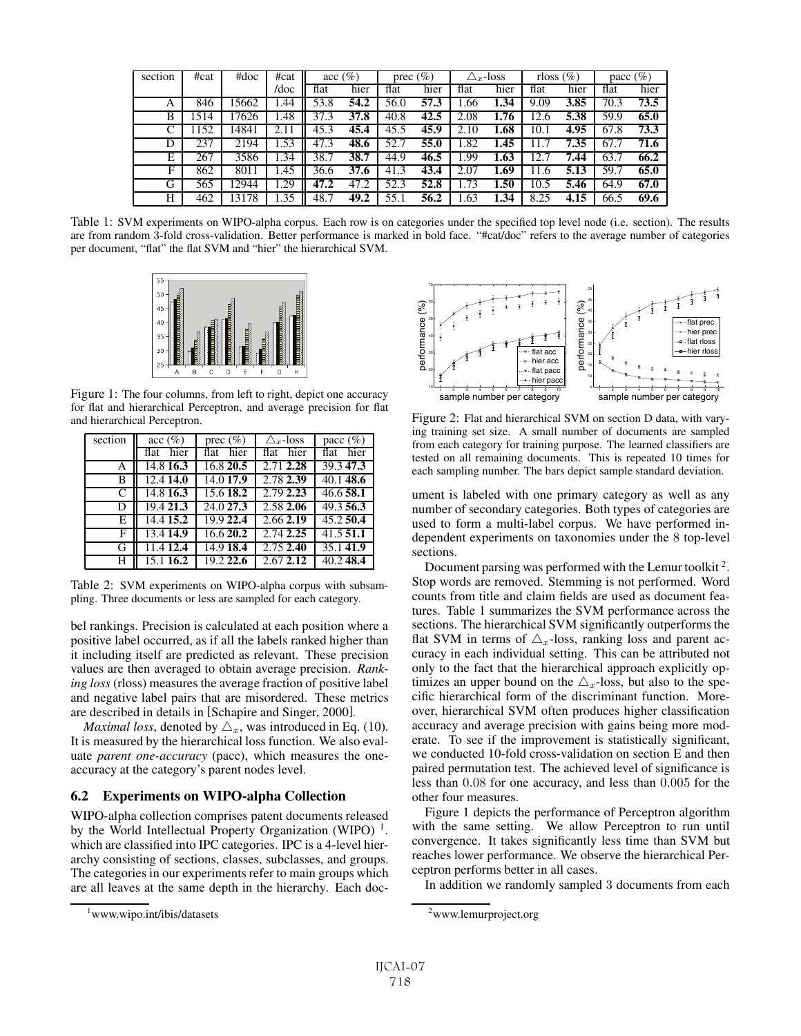| section | #cat | #doc | #cat /doc | acc (%) | | prec (%) | | $\triangle_x$-loss | | rloss (%) | | pacc (%) | |
|---|---|---|---|---|---|---|---|---|---|---|---|---|---|
| | | | | flat | hier | flat | hier | flat | hier | flat | hier | flat | hier |
| A | 846 | 15662 | 1.44 | 53.8 | **54.2** | 56.0 | **57.3** | 1.66 | **1.34** | 9.09 | **3.85** | 70.3 | **73.5** |
| B | 1514 | 17626 | 1.48 | 37.3 | **37.8** | 40.8 | **42.5** | 2.08 | **1.76** | 12.6 | **5.38** | 59.9 | **65.0** |
| C | 1152 | 14841 | 2.11 | 45.3 | **45.4** | 45.5 | **45.9** | 2.10 | **1.68** | 10.1 | **4.95** | 67.8 | **73.3** |
| D | 237 | 2194 | 1.53 | 47.3 | **48.6** | 52.7 | **55.0** | 1.82 | **1.45** | 11.7 | **7.35** | 67.7 | **71.6** |
| E | 267 | 3586 | 1.34 | 38.7 | **38.7** | 44.9 | **46.5** | 1.99 | **1.63** | 12.7 | **7.44** | 63.7 | **66.2** |
| F | 862 | 8011 | 1.45 | 36.6 | **37.6** | 41.3 | **43.4** | 2.07 | **1.69** | 11.6 | **5.13** | 59.7 | **65.0** |
| G | 565 | 12944 | 1.29 | **47.2** | 47.2 | 52.3 | **52.8** | 1.73 | **1.50** | 10.5 | **5.46** | 64.9 | **67.0** |
| H | 462 | 13178 | 1.35 | 48.7 | **49.2** | 55.1 | **56.2** | 1.63 | **1.34** | 8.25 | **4.15** | 66.5 | **69.6** |

Table 1: SVM experiments on WIPO-alpha corpus. Each row is on categories under the specified top level node (i.e. section). The results are from random 3-fold cross-validation. Better performance is marked in bold face. "#cat/doc" refers to the average number of categories per document, "flat" the flat SVM and "hier" the hierarchical SVM.

Figure 1: The four columns, from left to right, depict one accuracy for flat and hierarchical Perceptron, and average precision for flat and hierarchical Perceptron.

| section | acc (%) | | prec (%) | | $\triangle_x$-loss | | pacc (%) | |
|---|---|---|---|---|---|---|---|---|
| | flat | hier | flat | hier | flat | hier | flat | hier |
| A | 14.8 | **16.3** | 16.8 | **20.5** | 2.71 | **2.28** | 39.3 | **47.3** |
| B | 12.4 | **14.0** | 14.0 | **17.9** | 2.78 | **2.39** | 40.1 | **48.6** |
| C | 14.8 | **16.3** | 15.6 | **18.2** | 2.79 | **2.23** | 46.6 | **58.1** |
| D | 19.4 | **21.3** | 24.0 | **27.3** | 2.58 | **2.06** | 49.3 | **56.3** |
| E | 14.4 | **15.2** | 19.9 | **22.4** | 2.66 | **2.19** | 45.2 | **50.4** |
| F | 13.4 | **14.9** | 16.6 | **20.2** | 2.74 | **2.25** | 41.5 | **51.1** |
| G | 11.4 | **12.4** | 14.9 | **18.4** | 2.75 | **2.40** | 35.1 | **41.9** |
| H | 15.1 | **16.2** | 19.2 | **22.6** | 2.67 | **2.12** | 40.2 | **48.4** |

Table 2: SVM experiments on WIPO-alpha corpus with subsampling. Three documents or less are sampled for each category.

bel rankings. Precision is calculated at each position where a positive label occurred, as if all the labels ranked higher than it including itself are predicted as relevant. These precision values are then averaged to obtain average precision. *Ranking loss* (rloss) measures the average fraction of positive label and negative label pairs that are misordered. These metrics are described in details in [Schapire and Singer, 2000].

*Maximal loss*, denoted by $\triangle_x$, was introduced in Eq. (10). It is measured by the hierarchical loss function. We also evaluate *parent one-accuracy* (pacc), which measures the one-accuracy at the category's parent nodes level.

## 6.2 Experiments on WIPO-alpha Collection

WIPO-alpha collection comprises patent documents released by the World Intellectual Property Organization (WIPO) [1]. which are classified into IPC categories. IPC is a 4-level hierarchy consisting of sections, classes, subclasses, and groups. The categories in our experiments refer to main groups which are all leaves at the same depth in the hierarchy. Each document is labeled with one primary category as well as any number of secondary categories. Both types of categories are used to form a multi-label corpus. We have performed independent experiments on taxonomies under the 8 top-level sections.

Figure 2: Flat and hierarchical SVM on section D data, with varying training set size. A small number of documents are sampled from each category for training purpose. The learned classifiers are tested on all remaining documents. This is repeated 10 times for each sampling number. The bars depict sample standard deviation.

Document parsing was performed with the Lemur toolkit [2]. Stop words are removed. Stemming is not performed. Word counts from title and claim fields are used as document features. Table 1 summarizes the SVM performance across the sections. The hierarchical SVM significantly outperforms the flat SVM in terms of $\triangle_x$-loss, ranking loss and parent accuracy in each individual setting. This can be attributed not only to the fact that the hierarchical approach explicitly optimizes an upper bound on the $\triangle_x$-loss, but also to the specific hierarchical form of the discriminant function. Moreover, hierarchical SVM often produces higher classification accuracy and average precision with gains being more moderate. To see if the improvement is statistically significant, we conducted 10-fold cross-validation on section E and then paired permutation test. The achieved level of significance is less than 0.08 for one accuracy, and less than 0.005 for the other four measures.

Figure 1 depicts the performance of Perceptron algorithm with the same setting. We allow Perceptron to run until convergence. It takes significantly less time than SVM but reaches lower performance. We observe the hierarchical Perceptron performs better in all cases.

In addition we randomly sampled 3 documents from each

[1] www.wipo.int/ibis/datasets

[2] www.lemurproject.org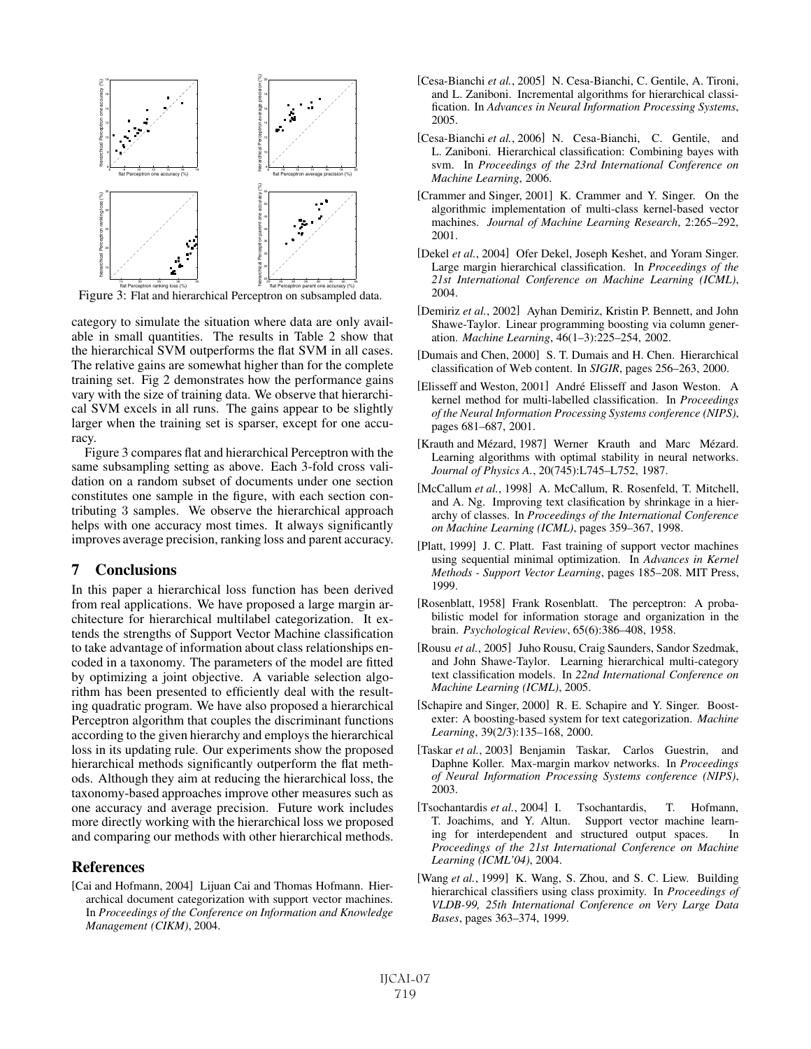flat Perceptron one accuracy (%)

hierarchical Perceptron one accuracy (%)

flat Perceptron average precision (%)

hierarchical Perceptron average precision (%)

flat Perceptron ranking loss (%)

hierarchical Perceptron ranking loss (%)

flat Perceptron parent one accuracy (%)

hierarchical Perceptron parent one accuracy (%)

Figure 3: Flat and hierarchical Perceptron on subsampled data.

category to simulate the situation where data are only available in small quantities. The results in Table 2 show that the hierarchical SVM outperforms the flat SVM in all cases. The relative gains are somewhat higher than for the complete training set. Fig 2 demonstrates how the performance gains vary with the size of training data. We observe that hierarchical SVM excels in all runs. The gains appear to be slightly larger when the training set is sparser, except for one accuracy.

Figure 3 compares flat and hierarchical Perceptron with the same subsampling setting as above. Each 3-fold cross validation on a random subset of documents under one section constitutes one sample in the figure, with each section contributing 3 samples. We observe the hierarchical approach helps with one accuracy most times. It always significantly improves average precision, ranking loss and parent accuracy.

## 7 Conclusions

In this paper a hierarchical loss function has been derived from real applications. We have proposed a large margin architecture for hierarchical multilabel categorization. It extends the strengths of Support Vector Machine classification to take advantage of information about class relationships encoded in a taxonomy. The parameters of the model are fitted by optimizing a joint objective. A variable selection algorithm has been presented to efficiently deal with the resulting quadratic program. We have also proposed a hierarchical Perceptron algorithm that couples the discriminant functions according to the given hierarchy and employs the hierarchical loss in its updating rule. Our experiments show the proposed hierarchical methods significantly outperform the flat methods. Although they aim at reducing the hierarchical loss, the taxonomy-based approaches improve other measures such as one accuracy and average precision. Future work includes more directly working with the hierarchical loss we proposed and comparing our methods with other hierarchical methods.

## References

[Cai and Hofmann, 2004] Lijuan Cai and Thomas Hofmann. Hierarchical document categorization with support vector machines. In *Proceedings of the Conference on Information and Knowledge Management (CIKM)*, 2004.

[Cesa-Bianchi *et al.*, 2005] N. Cesa-Bianchi, C. Gentile, A. Tironi, and L. Zaniboni. Incremental algorithms for hierarchical classification. In *Advances in Neural Information Processing Systems*, 2005.

[Cesa-Bianchi *et al.*, 2006] N. Cesa-Bianchi, C. Gentile, and L. Zaniboni. Hierarchical classification: Combining bayes with svm. In *Proceedings of the 23rd International Conference on Machine Learning*, 2006.

[Crammer and Singer, 2001] K. Crammer and Y. Singer. On the algorithmic implementation of multi-class kernel-based vector machines. *Journal of Machine Learning Research*, 2:265–292, 2001.

[Dekel *et al.*, 2004] Ofer Dekel, Joseph Keshet, and Yoram Singer. Large margin hierarchical classification. In *Proceedings of the 21st International Conference on Machine Learning (ICML)*, 2004.

[Demiriz *et al.*, 2002] Ayhan Demiriz, Kristin P. Bennett, and John Shawe-Taylor. Linear programming boosting via column generation. *Machine Learning*, 46(1–3):225–254, 2002.

[Dumais and Chen, 2000] S. T. Dumais and H. Chen. Hierarchical classification of Web content. In *SIGIR*, pages 256–263, 2000.

[Elisseff and Weston, 2001] André Elisseff and Jason Weston. A kernel method for multi-labelled classification. In *Proceedings of the Neural Information Processing Systems conference (NIPS)*, pages 681–687, 2001.

[Krauth and Mézard, 1987] Werner Krauth and Marc Mézard. Learning algorithms with optimal stability in neural networks. *Journal of Physics A.*, 20(745):L745–L752, 1987.

[McCallum *et al.*, 1998] A. McCallum, R. Rosenfeld, T. Mitchell, and A. Ng. Improving text clasification by shrinkage in a hierarchy of classes. In *Proceedings of the International Conference on Machine Learning (ICML)*, pages 359–367, 1998.

[Platt, 1999] J. C. Platt. Fast training of support vector machines using sequential minimal optimization. In *Advances in Kernel Methods - Support Vector Learning*, pages 185–208. MIT Press, 1999.

[Rosenblatt, 1958] Frank Rosenblatt. The perceptron: A probabilistic model for information storage and organization in the brain. *Psychological Review*, 65(6):386–408, 1958.

[Rousu *et al.*, 2005] Juho Rousu, Craig Saunders, Sandor Szedmak, and John Shawe-Taylor. Learning hierarchical multi-category text classification models. In *22nd International Conference on Machine Learning (ICML)*, 2005.

[Schapire and Singer, 2000] R. E. Schapire and Y. Singer. Boostexter: A boosting-based system for text categorization. *Machine Learning*, 39(2/3):135–168, 2000.

[Taskar *et al.*, 2003] Benjamin Taskar, Carlos Guestrin, and Daphne Koller. Max-margin markov networks. In *Proceedings of Neural Information Processing Systems conference (NIPS)*, 2003.

[Tsochantardis *et al.*, 2004] I. Tsochantardis, T. Hofmann, T. Joachims, and Y. Altun. Support vector machine learning for interdependent and structured output spaces. In *Proceedings of the 21st International Conference on Machine Learning (ICML'04)*, 2004.

[Wang *et al.*, 1999] K. Wang, S. Zhou, and S. C. Liew. Building hierarchical classifiers using class proximity. In *Proceedings of VLDB-99, 25th International Conference on Very Large Data Bases*, pages 363–374, 1999.